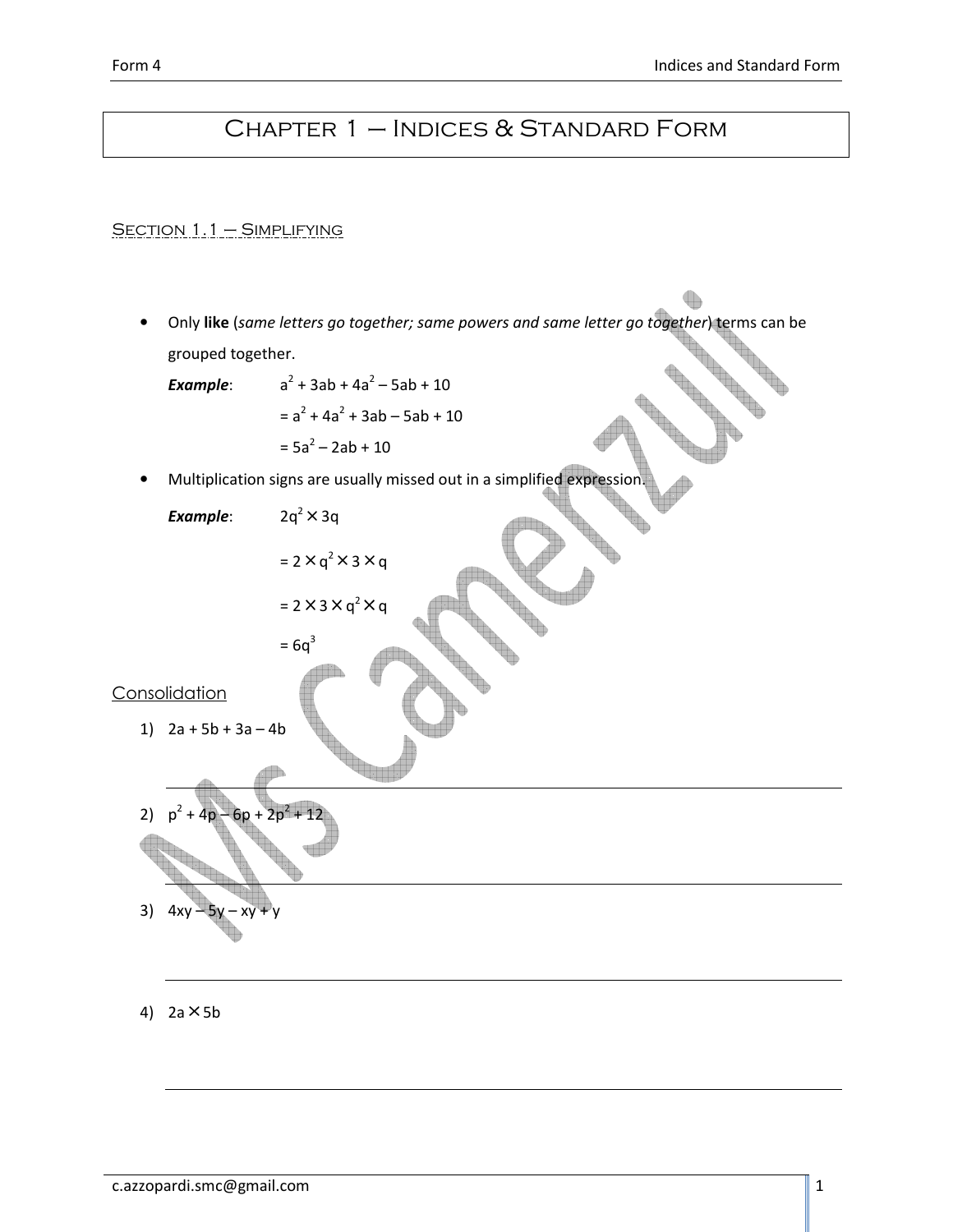# Chapter 1 – Indices & Standard Form

## Section 1.1 – Simplifying

- Only **like** (*same letters go together; same powers and same letter go together*) terms can be grouped together.

  ***Example***: $a^2 + 3ab + 4a^2 – 5ab + 10$

  $= a^2 + 4a^2 + 3ab – 5ab + 10$

  $= 5a^2 – 2ab + 10$

- Multiplication signs are usually missed out in a simplified expression.

  ***Example***: $2q^2 \times 3q$

  $= 2 \times q^2 \times 3 \times q$

  $= 2 \times 3 \times q^2 \times q$

  $= 6q^3$

### Consolidation

1) $2a + 5b + 3a – 4b$

2) $p^2 + 4p – 6p + 2p^2 + 12$

3) $4xy – 5y – xy + y$

4) $2a \times 5b$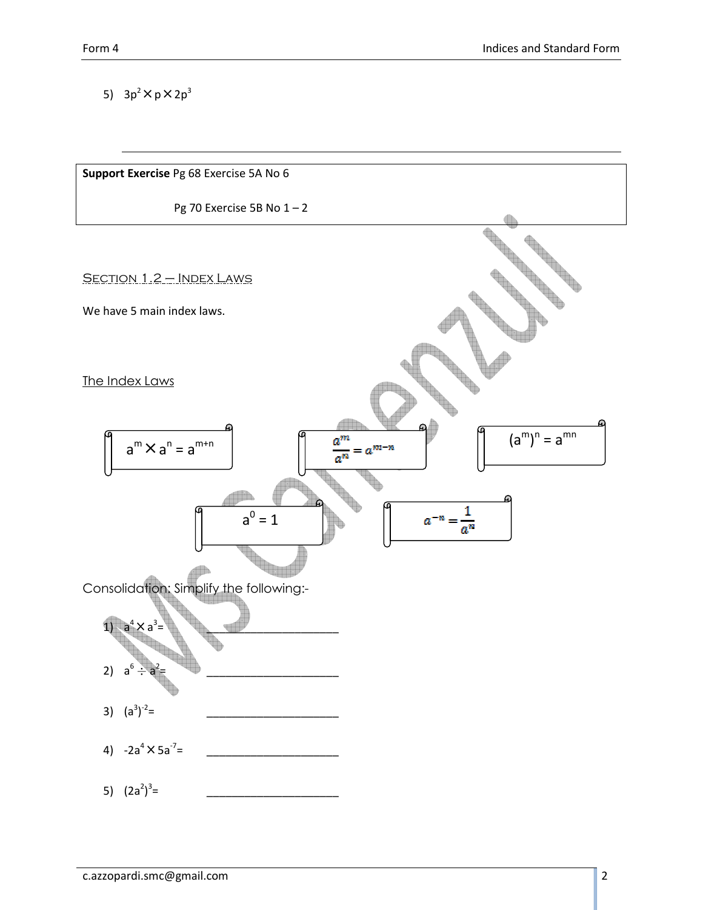5) $3p^2 \times p \times 2p^3$

---

**Support Exercise** Pg 68 Exercise 5A No 6

Pg 70 Exercise 5B No 1 – 2

## Section 1.2 – Index Laws

We have 5 main index laws.

### The Index Laws

$$a^m \times a^n = a^{m+n}$$

$$\frac{a^m}{a^n} = a^{m-n}$$

$$(a^m)^n = a^{mn}$$

$$a^0 = 1$$

$$a^{-n} = \frac{1}{a^n}$$

Consolidation: Simplify the following:-

1) $a^4 \times a^3 =$ ____________________

2) $a^6 \div a^2 =$ ____________________

3) $(a^3)^{-2} =$ ____________________

4) $-2a^4 \times 5a^{-7} =$ ____________________

5) $(2a^2)^3 =$ ____________________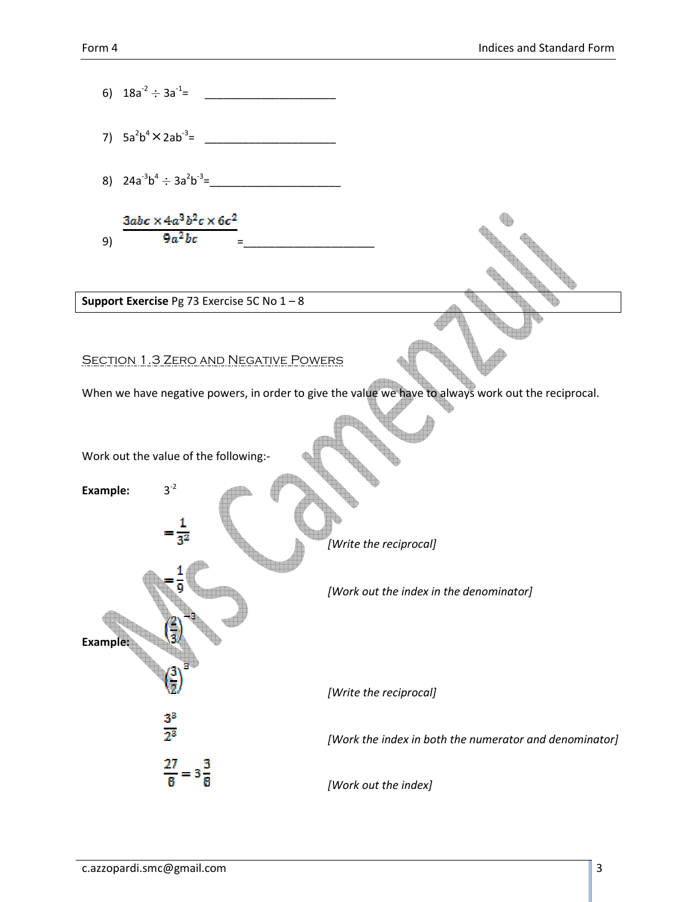6) $18a^{-2} \div 3a^{-1}=$ ______________________

7) $5a^2b^4 \times 2ab^{-3}=$ ______________________

8) $24a^{-3}b^4 \div 3a^2b^{-3}=$______________________

9) $\dfrac{3abc \times 4a^3b^2c \times 6c^2}{9a^2bc}$ =______________________

| **Support Exercise** Pg 73 Exercise 5C No 1 – 8 |
|---|

## Section 1.3 Zero and Negative Powers

When we have negative powers, in order to give the value we have to always work out the reciprocal.

Work out the value of the following:-

**Example:** $3^{-2}$

$=\dfrac{1}{3^2}$ *[Write the reciprocal]*

$=\dfrac{1}{9}$ *[Work out the index in the denominator]*

**Example:** $\left(\dfrac{2}{3}\right)^{-3}$

$\left(\dfrac{3}{2}\right)^{3}$ *[Write the reciprocal]*

$\dfrac{3^3}{2^3}$ *[Work the index in both the numerator and denominator]*

$\dfrac{27}{8}=3\dfrac{3}{8}$ *[Work out the index]*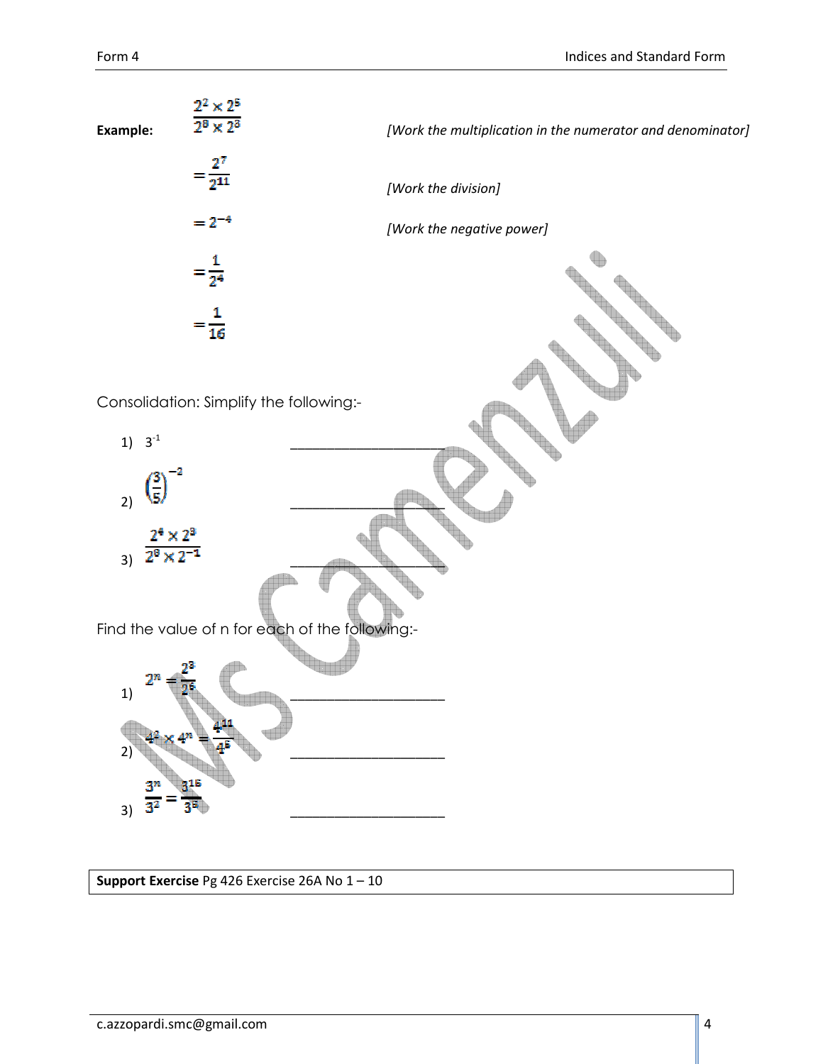**Example:** $\frac{2^2 \times 2^5}{2^8 \times 2^3}$ *[Work the multiplication in the numerator and denominator]*

$= \frac{2^7}{2^{11}}$ *[Work the division]*

$= 2^{-4}$ *[Work the negative power]*

$= \frac{1}{2^4}$

$= \frac{1}{16}$

Consolidation: Simplify the following:-

1) $3^{-1}$ ____________________

2) $\left(\frac{3}{5}\right)^{-2}$ ____________________

3) $\frac{2^4 \times 2^3}{2^8 \times 2^{-1}}$ ____________________

Find the value of n for each of the following:-

1) $2^n = \frac{2^3}{2^6}$ ____________________

2) $4^2 \times 4^n = \frac{4^{11}}{4^5}$ ____________________

3) $\frac{3^n}{3^2} = \frac{3^{16}}{3^5}$ ____________________

**Support Exercise** Pg 426 Exercise 26A No 1 – 10

c.azzopardi.smc@gmail.com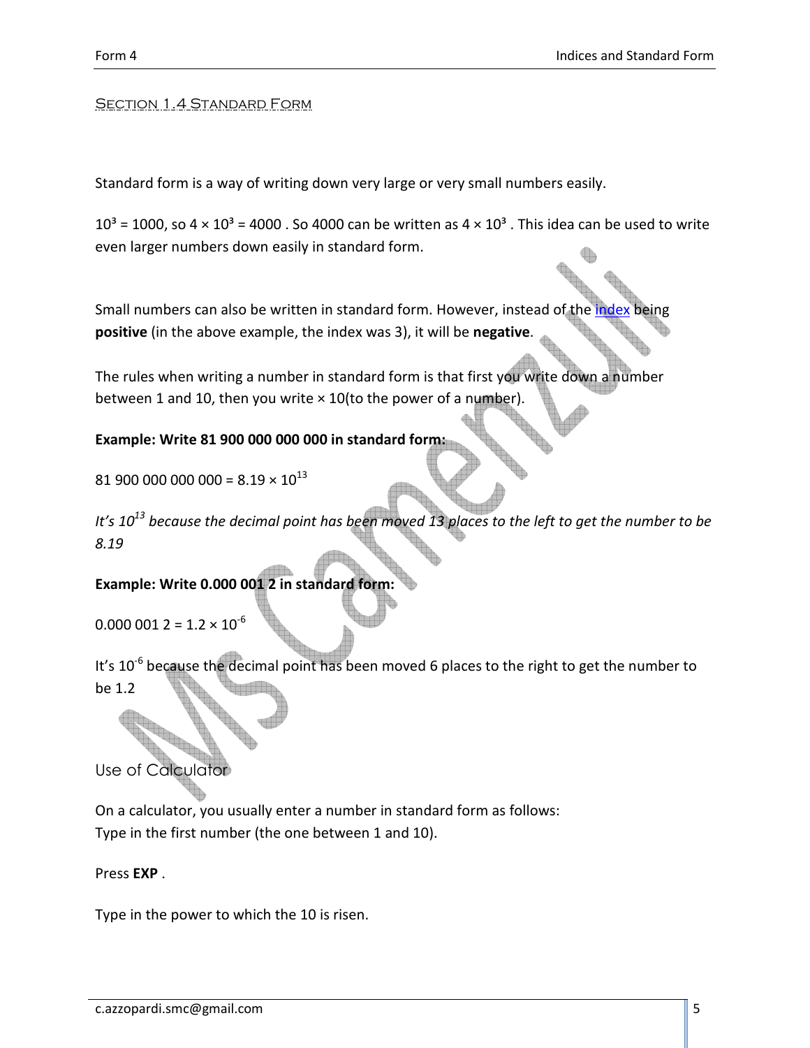## Section 1.4 Standard Form

Standard form is a way of writing down very large or very small numbers easily.

$10^3 = 1000$, so $4 \times 10^3 = 4000$ . So 4000 can be written as $4 \times 10^3$ . This idea can be used to write even larger numbers down easily in standard form.

Small numbers can also be written in standard form. However, instead of the index being **positive** (in the above example, the index was 3), it will be **negative**.

The rules when writing a number in standard form is that first you write down a number between 1 and 10, then you write × 10(to the power of a number).

**Example: Write 81 900 000 000 000 in standard form:**

$81\,900\,000\,000\,000 = 8.19 \times 10^{13}$

*It's $10^{13}$ because the decimal point has been moved 13 places to the left to get the number to be 8.19*

**Example: Write 0.000 001 2 in standard form:**

$0.000\,001\,2 = 1.2 \times 10^{-6}$

It's $10^{-6}$ because the decimal point has been moved 6 places to the right to get the number to be 1.2

### Use of Calculator

On a calculator, you usually enter a number in standard form as follows:
Type in the first number (the one between 1 and 10).

Press **EXP** .

Type in the power to which the 10 is risen.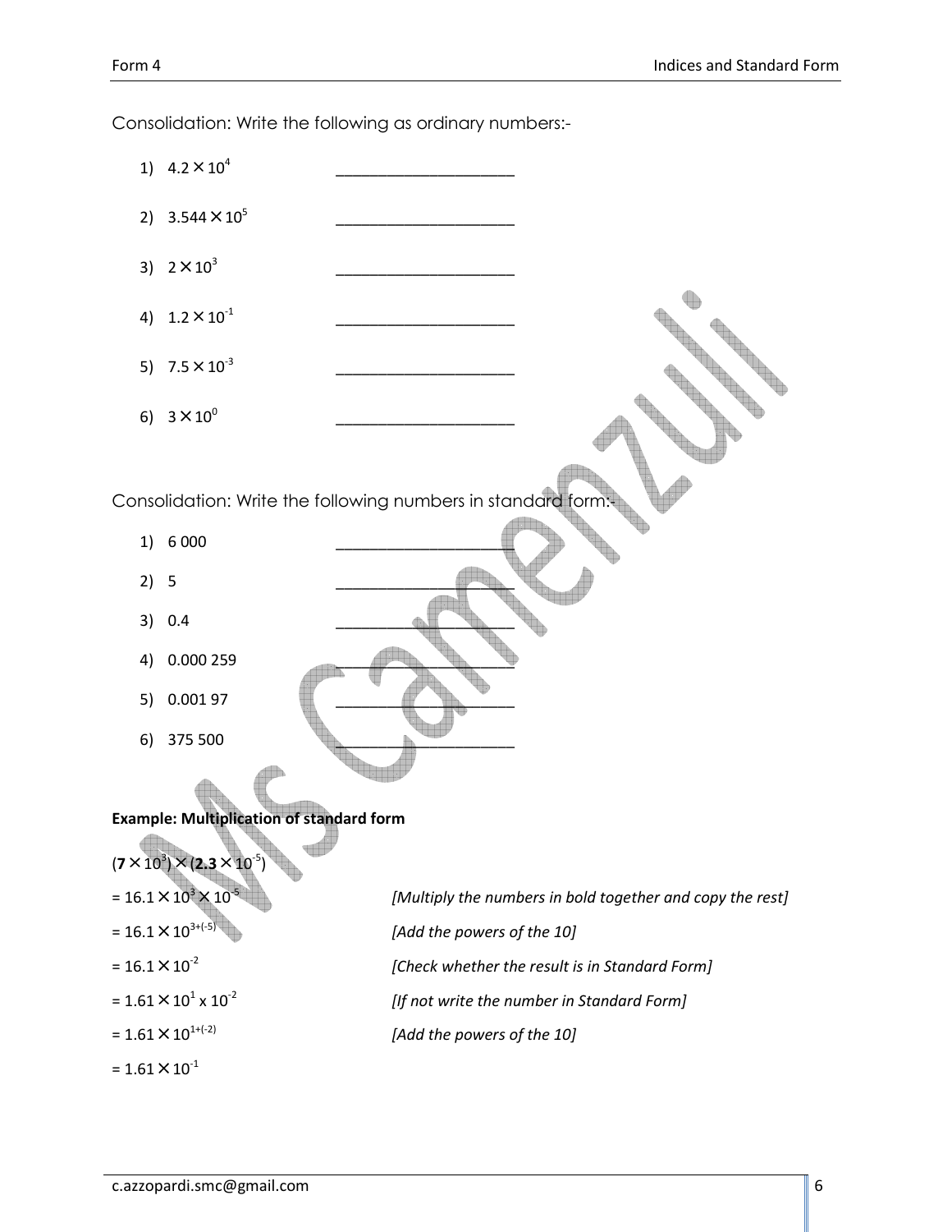Consolidation: Write the following as ordinary numbers:-

1) $4.2 \times 10^{4}$ _____________________
2) $3.544 \times 10^{5}$ _____________________
3) $2 \times 10^{3}$ _____________________
4) $1.2 \times 10^{-1}$ _____________________
5) $7.5 \times 10^{-3}$ _____________________
6) $3 \times 10^{0}$ _____________________

Consolidation: Write the following numbers in standard form:-

1) 6 000 _____________________
2) 5 _____________________
3) 0.4 _____________________
4) 0.000 259 _____________________
5) 0.001 97 _____________________
6) 375 500 _____________________

**Example: Multiplication of standard form**

$(\mathbf{7} \times 10^{3}) \times (\mathbf{2.3} \times 10^{-5})$

$= 16.1 \times 10^{3} \times 10^{-5}$ *[Multiply the numbers in bold together and copy the rest]*

$= 16.1 \times 10^{3+(-5)}$ *[Add the powers of the 10]*

$= 16.1 \times 10^{-2}$ *[Check whether the result is in Standard Form]*

$= 1.61 \times 10^{1} \times 10^{-2}$ *[If not write the number in Standard Form]*

$= 1.61 \times 10^{1+(-2)}$ *[Add the powers of the 10]*

$= 1.61 \times 10^{-1}$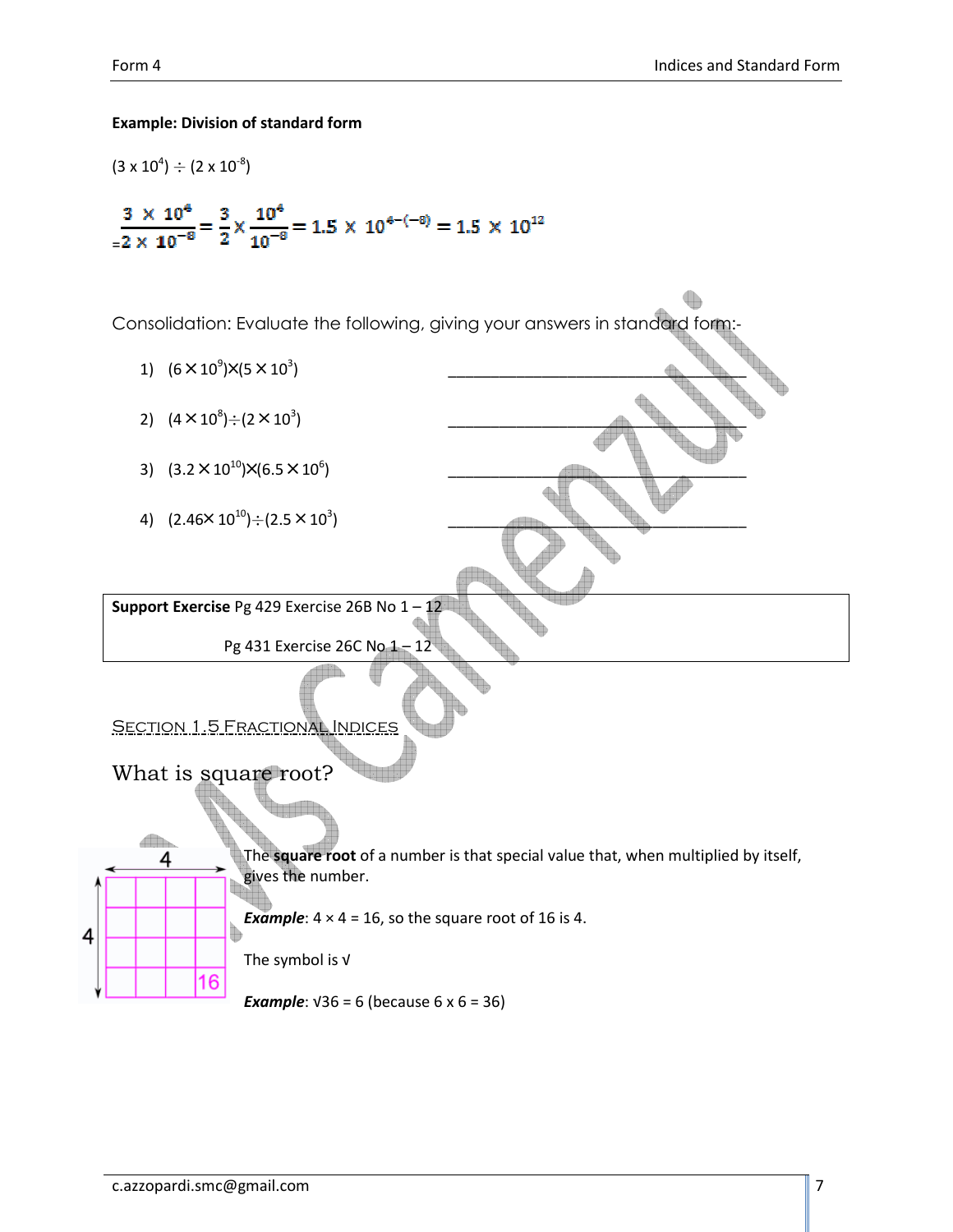**Example: Division of standard form**

$(3 \times 10^4) \div (2 \times 10^{-8})$

$$\frac{3 \times 10^4}{2 \times 10^{-8}} = \frac{3}{2} \times \frac{10^4}{10^{-8}} = 1.5 \times 10^{4-(-8)} = 1.5 \times 10^{12}$$

Consolidation: Evaluate the following, giving your answers in standard form:-

1) $(6 \times 10^9) \times (5 \times 10^3)$ \_\_\_\_\_\_\_\_\_\_\_\_\_\_\_\_\_\_\_\_\_\_\_\_\_\_\_\_\_\_\_\_

2) $(4 \times 10^8) \div (2 \times 10^3)$ \_\_\_\_\_\_\_\_\_\_\_\_\_\_\_\_\_\_\_\_\_\_\_\_\_\_\_\_\_\_\_\_

3) $(3.2 \times 10^{10}) \times (6.5 \times 10^6)$ \_\_\_\_\_\_\_\_\_\_\_\_\_\_\_\_\_\_\_\_\_\_\_\_\_\_\_\_\_\_\_\_

4) $(2.46 \times 10^{10}) \div (2.5 \times 10^3)$ \_\_\_\_\_\_\_\_\_\_\_\_\_\_\_\_\_\_\_\_\_\_\_\_\_\_\_\_\_\_\_\_

**Support Exercise** Pg 429 Exercise 26B No 1 – 12

Pg 431 Exercise 26C No 1 – 12

## Section 1.5 Fractional Indices

### What is square root?

The **square root** of a number is that special value that, when multiplied by itself, gives the number.

***Example***: 4 × 4 = 16, so the square root of 16 is 4.

The symbol is √

***Example***: √36 = 6 (because 6 x 6 = 36)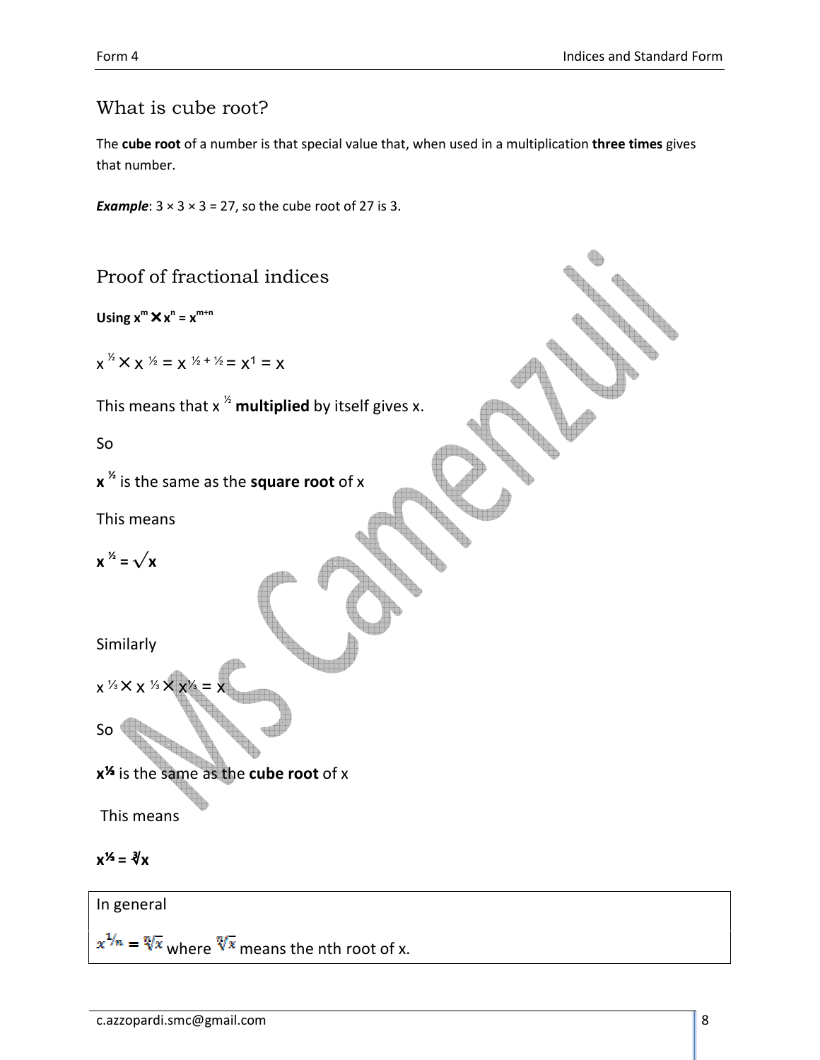## What is cube root?

The **cube root** of a number is that special value that, when used in a multiplication **three times** gives that number.

***Example***: $3 \times 3 \times 3 = 27$, so the cube root of 27 is 3.

## Proof of fractional indices

**Using $x^m \times x^n = x^{m+n}$**

$x^{½} \times x^{½} = x^{½ + ½} = x^1 = x$

This means that $x^{½}$ **multiplied** by itself gives x.

So

$x^{½}$ is the same as the **square root** of x

This means

$$x^{½} = \sqrt{x}$$

Similarly

$x^{⅓} \times x^{⅓} \times x^{⅓} = x$

So

$x^{⅓}$ is the same as the **cube root** of x

This means

$$x^{⅓} = \sqrt[3]{x}$$

In general

$x^{1/n} = \sqrt[n]{x}$ where $\sqrt[n]{x}$ means the nth root of x.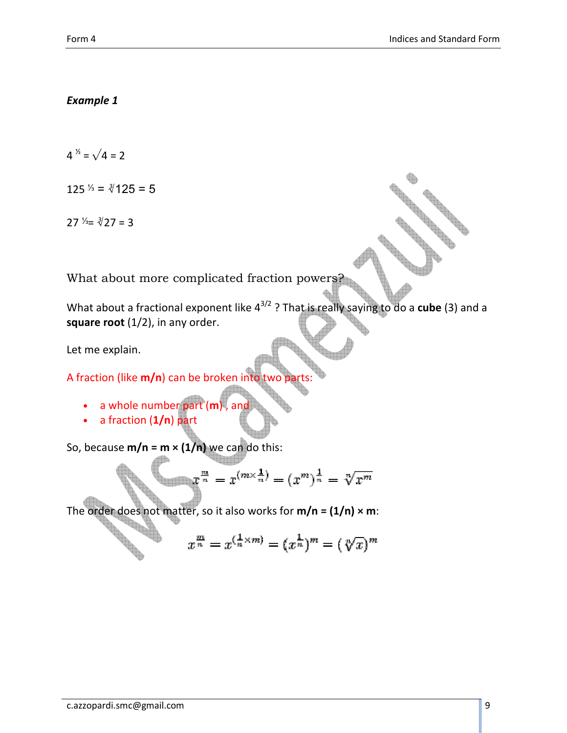***Example 1***

$4^{½} = \sqrt{4} = 2$

$125^{⅓} = \sqrt[3]{125} = 5$

$27^{⅓} = \sqrt[3]{27} = 3$

What about more complicated fraction powers?

What about a fractional exponent like $4^{3/2}$ ? That is really saying to do a **cube** (3) and a **square root** (1/2), in any order.

Let me explain.

A fraction (like **m/n**) can be broken into two parts:

- a whole number part (**m**) , and
- a fraction (**1/n**) part

So, because **m/n = m × (1/n)** we can do this:

$$x^{\frac{m}{n}} = x^{(m \times \frac{1}{n})} = (x^m)^{\frac{1}{n}} = \sqrt[n]{x^m}$$

The order does not matter, so it also works for **m/n = (1/n) × m**:

$$x^{\frac{m}{n}} = x^{(\frac{1}{n} \times m)} = (x^{\frac{1}{n}})^m = (\sqrt[n]{x})^m$$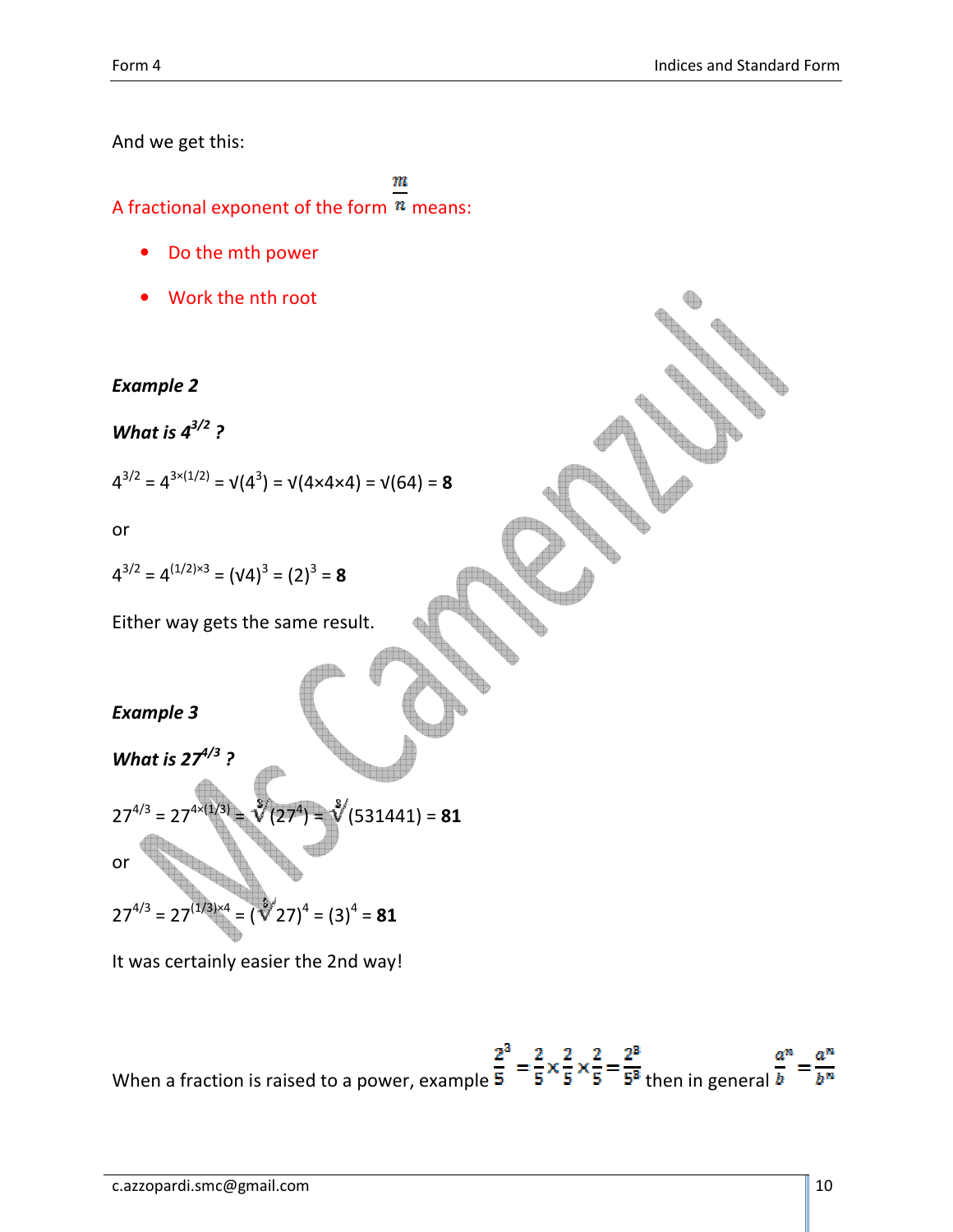And we get this:

A fractional exponent of the form $\frac{m}{n}$ means:

- Do the mth power
- Work the nth root

***Example 2***

***What is $4^{3/2}$ ?***

$4^{3/2} = 4^{3\times(1/2)} = \sqrt{(4^3)} = \sqrt{(4\times4\times4)} = \sqrt{(64)} = \mathbf{8}$

or

$4^{3/2} = 4^{(1/2)\times3} = (\sqrt{4})^3 = (2)^3 = \mathbf{8}$

Either way gets the same result.

***Example 3***

***What is $27^{4/3}$ ?***

$27^{4/3} = 27^{4\times(1/3)} = \sqrt[3]{(27^4)} = \sqrt[3]{(531441)} = \mathbf{81}$

or

$27^{4/3} = 27^{(1/3)\times4} = (\sqrt[3]{27})^4 = (3)^4 = \mathbf{81}$

It was certainly easier the 2nd way!

When a fraction is raised to a power, example $\frac{2}{5}^3 = \frac{2}{5}\times\frac{2}{5}\times\frac{2}{5} = \frac{2^3}{5^3}$ then in general $\frac{a}{b}^n = \frac{a^n}{b^n}$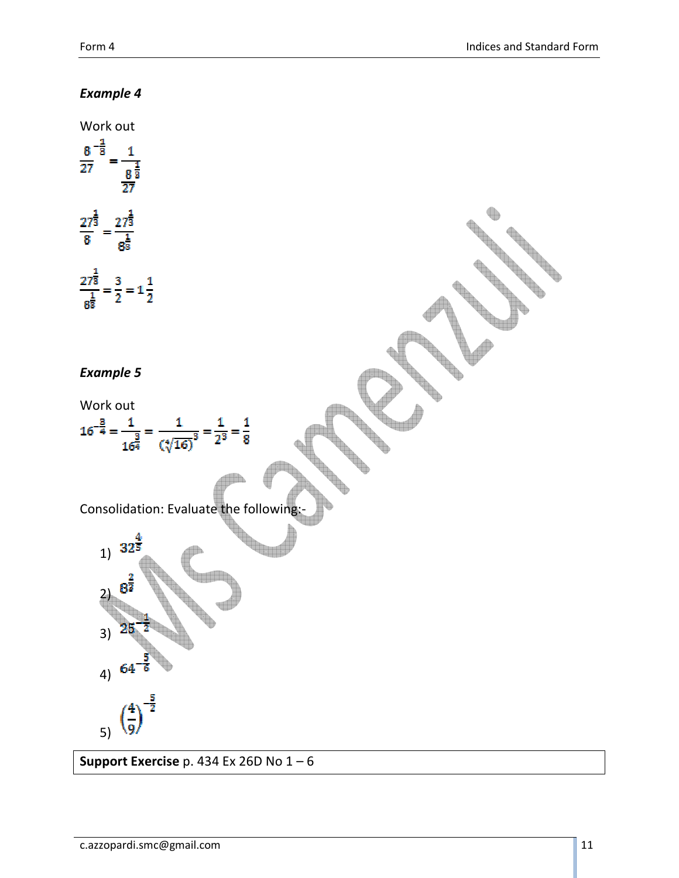### *Example 4*

Work out

$$\frac{8}{27}^{-\frac{1}{3}} = \frac{1}{\frac{8}{27}^{\frac{1}{3}}}$$

$$\frac{27}{8}^{\frac{1}{3}} = \frac{27^{\frac{1}{3}}}{8^{\frac{1}{3}}}$$

$$\frac{27^{\frac{1}{3}}}{8^{\frac{1}{3}}} = \frac{3}{2} = 1\frac{1}{2}$$

### *Example 5*

Work out

$$16^{-\frac{3}{4}} = \frac{1}{16^{\frac{3}{4}}} = \frac{1}{(\sqrt[4]{16})^3} = \frac{1}{2^3} = \frac{1}{8}$$

Consolidation: Evaluate the following:-

1) $32^{\frac{4}{5}}$

2) $8^{\frac{2}{3}}$

3) $25^{-\frac{1}{2}}$

4) $64^{-\frac{5}{6}}$

5) $\left(\frac{4}{9}\right)^{-\frac{5}{2}}$

| **Support Exercise** p. 434 Ex 26D No 1 – 6 |
|---|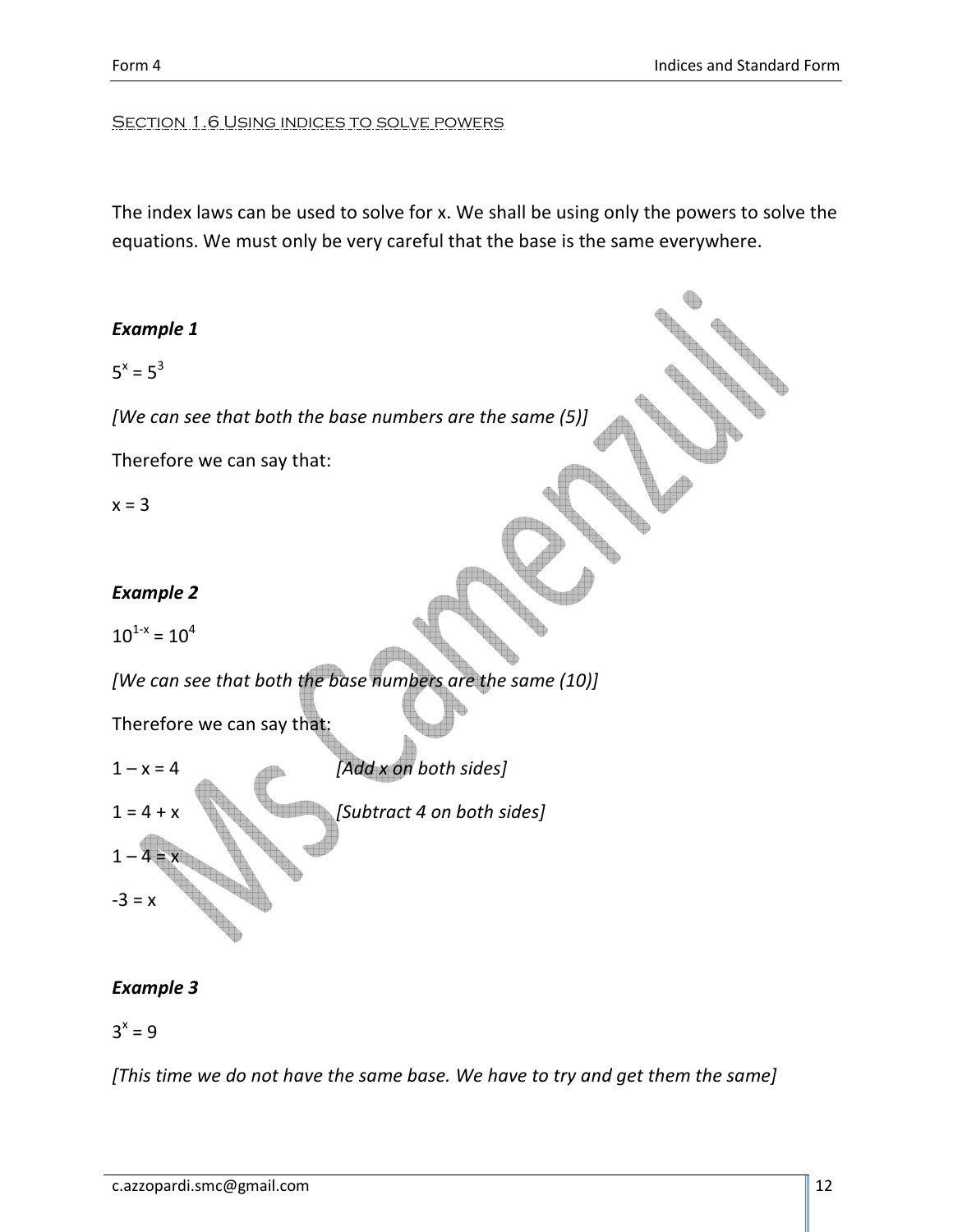## Section 1.6 Using indices to solve powers

The index laws can be used to solve for x. We shall be using only the powers to solve the equations. We must only be very careful that the base is the same everywhere.

***Example 1***

$5^x = 5^3$

*[We can see that both the base numbers are the same (5)]*

Therefore we can say that:

$x = 3$

***Example 2***

$10^{1-x} = 10^4$

*[We can see that both the base numbers are the same (10)]*

Therefore we can say that:

$1 – x = 4$ *[Add x on both sides]*

$1 = 4 + x$ *[Subtract 4 on both sides]*

$1 – 4 = x$

$-3 = x$

***Example 3***

$3^x = 9$

*[This time we do not have the same base. We have to try and get them the same]*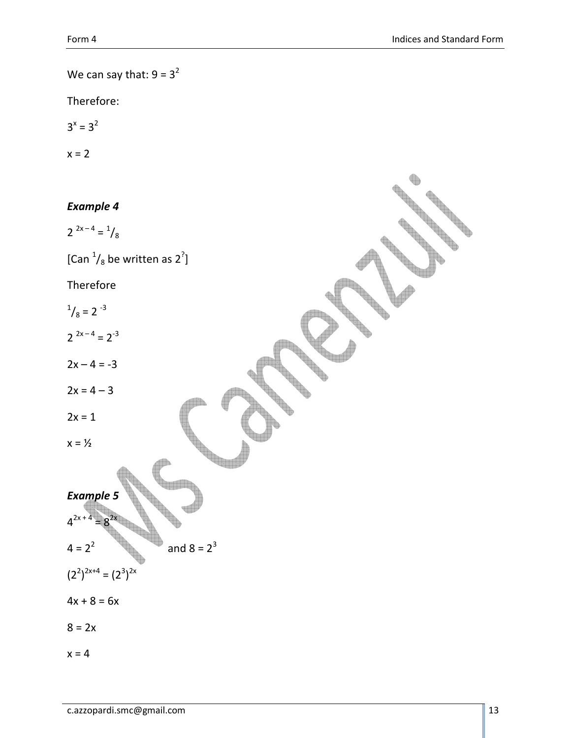We can say that: $9 = 3^2$

Therefore:

$3^x = 3^2$

$x = 2$

***Example 4***

$2^{2x-4} = {}^1/_8$

[Can ${}^1/_8$ be written as $2^?$]

Therefore

${}^1/_8 = 2^{-3}$

$2^{2x-4} = 2^{-3}$

$2x - 4 = -3$

$2x = 4 - 3$

$2x = 1$

$x = ½$

***Example 5***

$4^{2x+4} = 8^{2x}$

$4 = 2^2$ and $8 = 2^3$

$(2^2)^{2x+4} = (2^3)^{2x}$

$4x + 8 = 6x$

$8 = 2x$

$x = 4$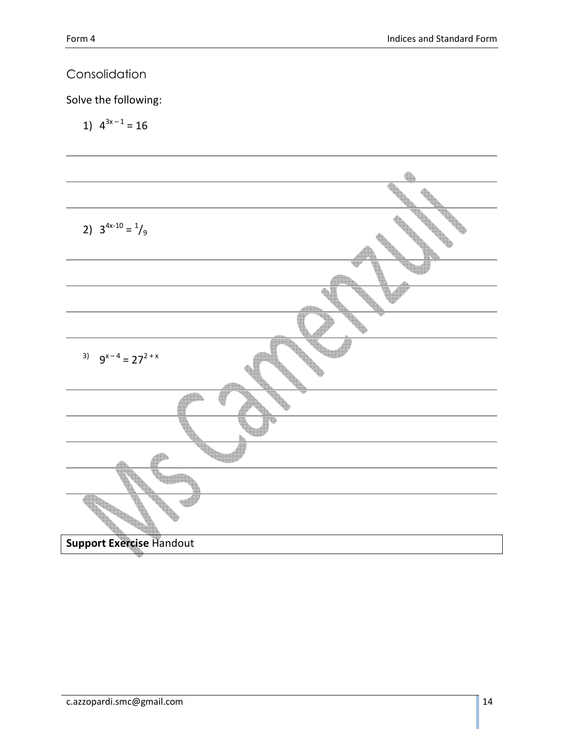## Consolidation

Solve the following:

1) $4^{3x-1} = 16$

2) $3^{4x-10} = \frac{1}{9}$

3) $9^{x-4} = 27^{2+x}$

**Support Exercise** Handout